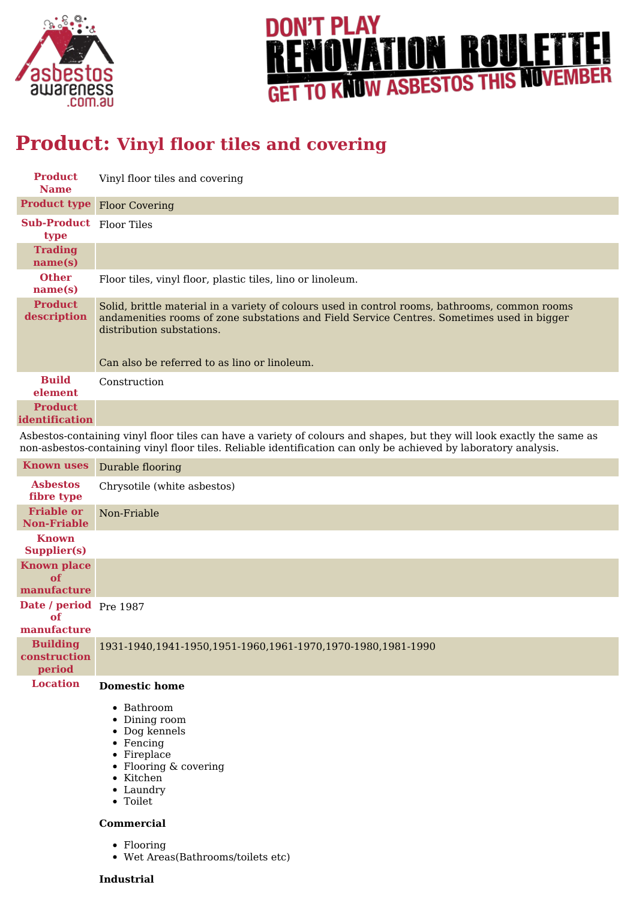# Product: Vinyl floor tiles and covering

| Field | Details |
| --- | --- |
| Product Name | Vinyl floor tiles and covering |
| Product type | Floor Covering |
| Sub-Product type | Floor Tiles |
| Trading name(s) | |
| Other name(s) | Floor tiles, vinyl floor, plastic tiles, lino or linoleum. |
| Product description | Solid, brittle material in a variety of colours used in control rooms, bathrooms, common rooms andamenities rooms of zone substations and Field Service Centres. Sometimes used in bigger distribution substations.<br><br>Can also be referred to as lino or linoleum. |
| Build element | Construction |
| Product identification | |

Asbestos-containing vinyl floor tiles can have a variety of colours and shapes, but they will look exactly the same as non-asbestos-containing vinyl floor tiles. Reliable identification can only be achieved by laboratory analysis.

| Field | Details |
| --- | --- |
| Known uses | Durable flooring |
| Asbestos fibre type | Chrysotile (white asbestos) |
| Friable or Non-Friable | Non-Friable |
| Known Supplier(s) | |
| Known place of manufacture | |
| Date / period of manufacture | Pre 1987 |
| Building construction period | 1931-1940,1941-1950,1951-1960,1961-1970,1970-1980,1981-1990 |

**Location**

**Domestic home**

- Bathroom
- Dining room
- Dog kennels
- Fencing
- Fireplace
- Flooring & covering
- Kitchen
- Laundry
- Toilet

**Commercial**

- Flooring
- Wet Areas(Bathrooms/toilets etc)

**Industrial**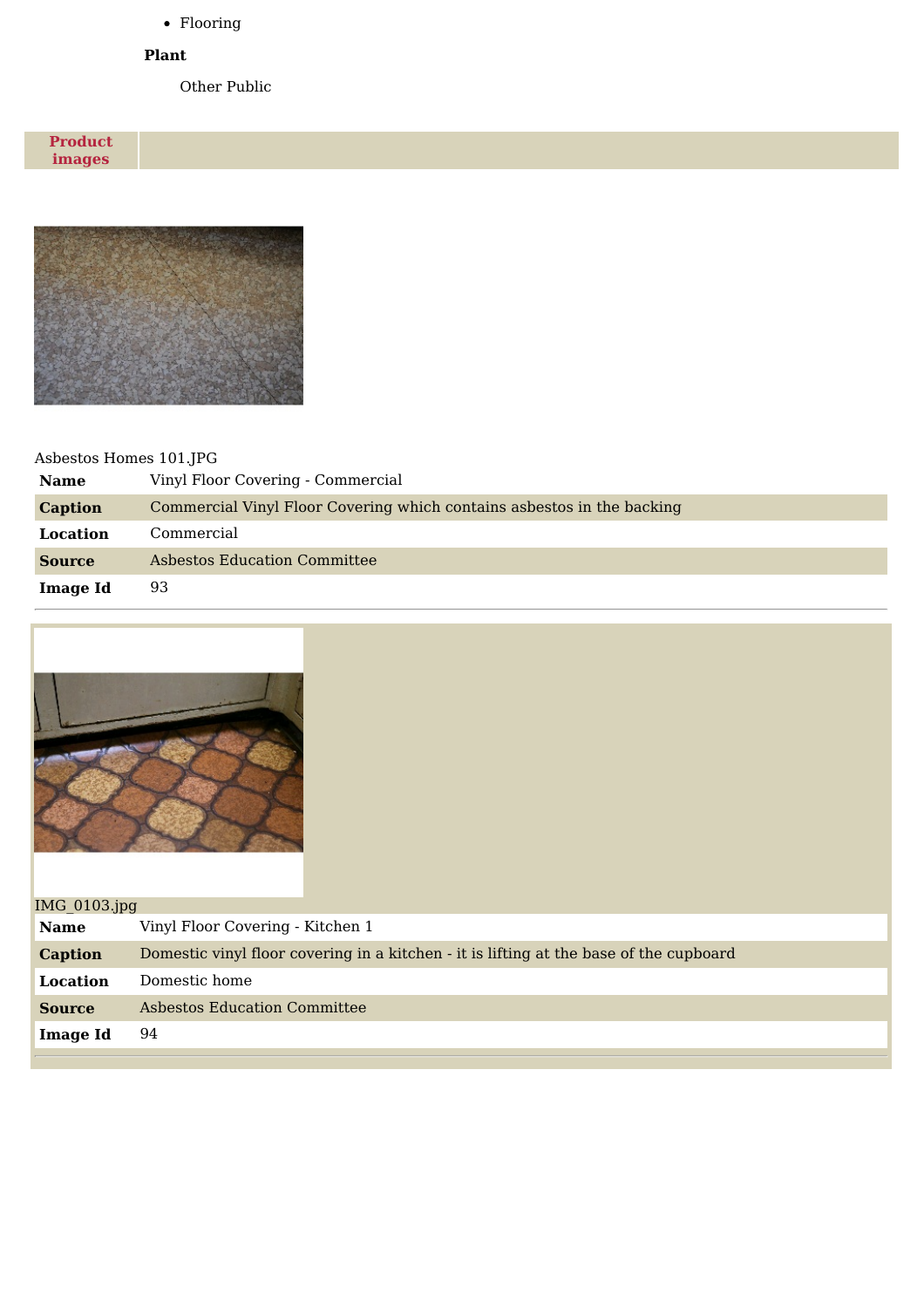- Flooring

**Plant**

Other Public

| **Product images** | |
|---|---|

Asbestos Homes 101.JPG

| | |
|---|---|
| **Name** | Vinyl Floor Covering - Commercial |
| **Caption** | Commercial Vinyl Floor Covering which contains asbestos in the backing |
| **Location** | Commercial |
| **Source** | Asbestos Education Committee |
| **Image Id** | 93 |

IMG_0103.jpg

| | |
|---|---|
| **Name** | Vinyl Floor Covering - Kitchen 1 |
| **Caption** | Domestic vinyl floor covering in a kitchen - it is lifting at the base of the cupboard |
| **Location** | Domestic home |
| **Source** | Asbestos Education Committee |
| **Image Id** | 94 |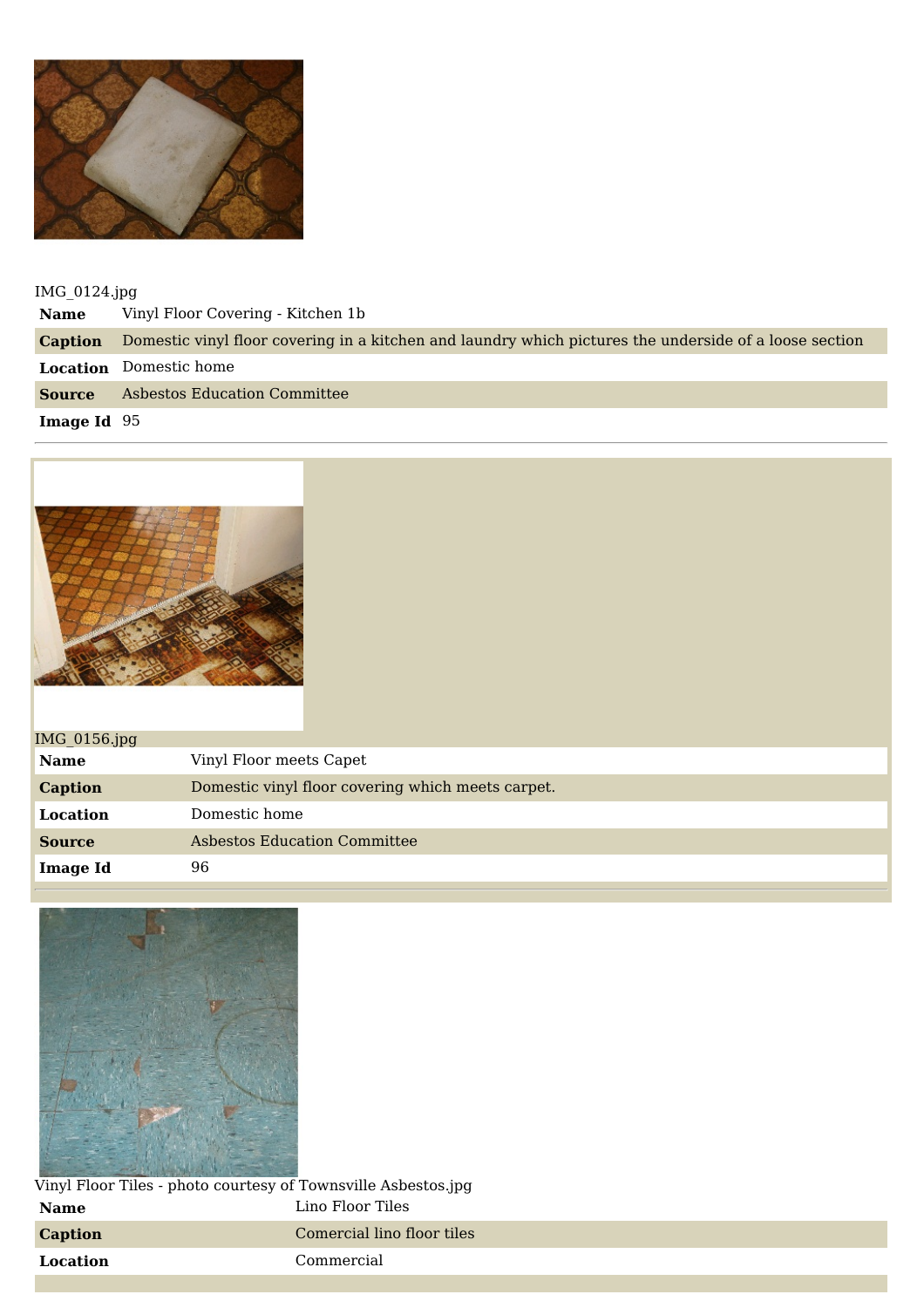IMG_0124.jpg

| | |
|---|---|
| **Name** | Vinyl Floor Covering - Kitchen 1b |
| **Caption** | Domestic vinyl floor covering in a kitchen and laundry which pictures the underside of a loose section |
| **Location** | Domestic home |
| **Source** | Asbestos Education Committee |
| **Image Id** | 95 |

---

IMG_0156.jpg

| | |
|---|---|
| **Name** | Vinyl Floor meets Capet |
| **Caption** | Domestic vinyl floor covering which meets carpet. |
| **Location** | Domestic home |
| **Source** | Asbestos Education Committee |
| **Image Id** | 96 |

---

Vinyl Floor Tiles - photo courtesy of Townsville Asbestos.jpg

| | |
|---|---|
| **Name** | Lino Floor Tiles |
| **Caption** | Comercial lino floor tiles |
| **Location** | Commercial |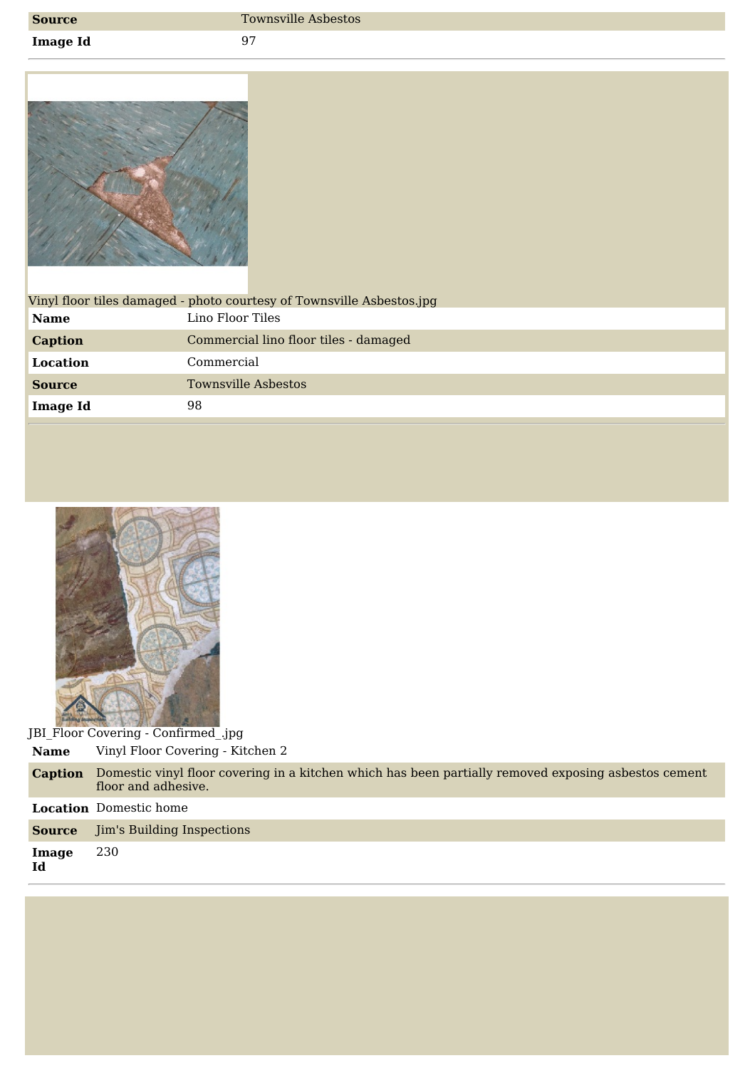| | |
|---|---|
| **Source** | Townsville Asbestos |
| **Image Id** | 97 |

Vinyl floor tiles damaged - photo courtesy of Townsville Asbestos.jpg

| | |
|---|---|
| **Name** | Lino Floor Tiles |
| **Caption** | Commercial lino floor tiles - damaged |
| **Location** | Commercial |
| **Source** | Townsville Asbestos |
| **Image Id** | 98 |

JBI_Floor Covering - Confirmed_.jpg

| | |
|---|---|
| **Name** | Vinyl Floor Covering - Kitchen 2 |
| **Caption** | Domestic vinyl floor covering in a kitchen which has been partially removed exposing asbestos cement floor and adhesive. |
| **Location** | Domestic home |
| **Source** | Jim's Building Inspections |
| **Image Id** | 230 |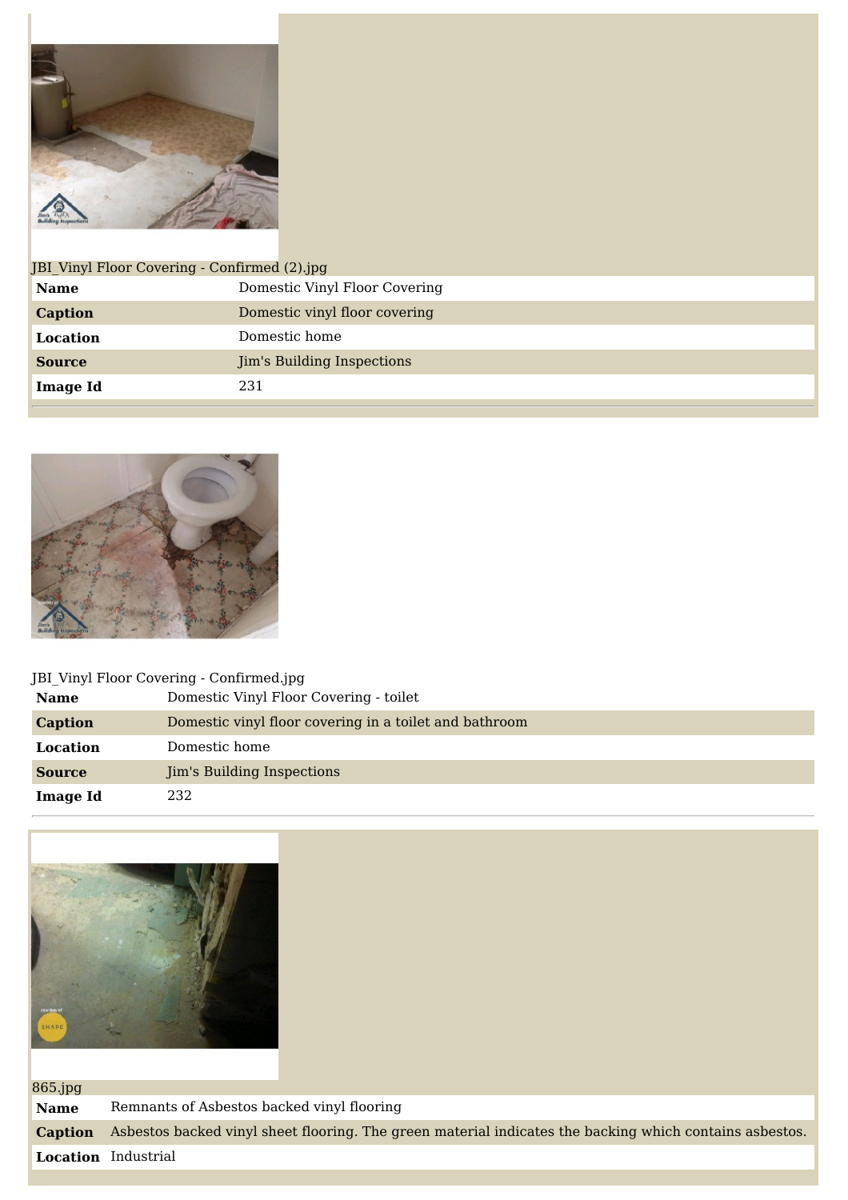JBI_Vinyl Floor Covering - Confirmed (2).jpg

| | |
|---|---|
| **Name** | Domestic Vinyl Floor Covering |
| **Caption** | Domestic vinyl floor covering |
| **Location** | Domestic home |
| **Source** | Jim's Building Inspections |
| **Image Id** | 231 |

JBI_Vinyl Floor Covering - Confirmed.jpg

| | |
|---|---|
| **Name** | Domestic Vinyl Floor Covering - toilet |
| **Caption** | Domestic vinyl floor covering in a toilet and bathroom |
| **Location** | Domestic home |
| **Source** | Jim's Building Inspections |
| **Image Id** | 232 |

865.jpg

| | |
|---|---|
| **Name** | Remnants of Asbestos backed vinyl flooring |
| **Caption** | Asbestos backed vinyl sheet flooring. The green material indicates the backing which contains asbestos. |
| **Location** | Industrial |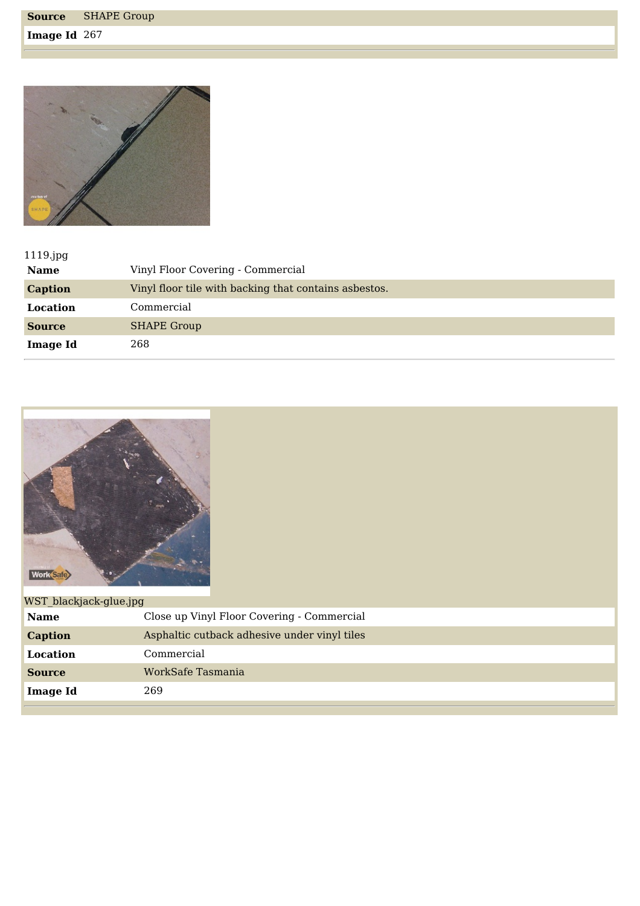| | |
|---|---|
| **Source** | SHAPE Group |
| **Image Id** | 267 |

1119.jpg

| | |
|---|---|
| **Name** | Vinyl Floor Covering - Commercial |
| **Caption** | Vinyl floor tile with backing that contains asbestos. |
| **Location** | Commercial |
| **Source** | SHAPE Group |
| **Image Id** | 268 |

WST_blackjack-glue.jpg

| | |
|---|---|
| **Name** | Close up Vinyl Floor Covering - Commercial |
| **Caption** | Asphaltic cutback adhesive under vinyl tiles |
| **Location** | Commercial |
| **Source** | WorkSafe Tasmania |
| **Image Id** | 269 |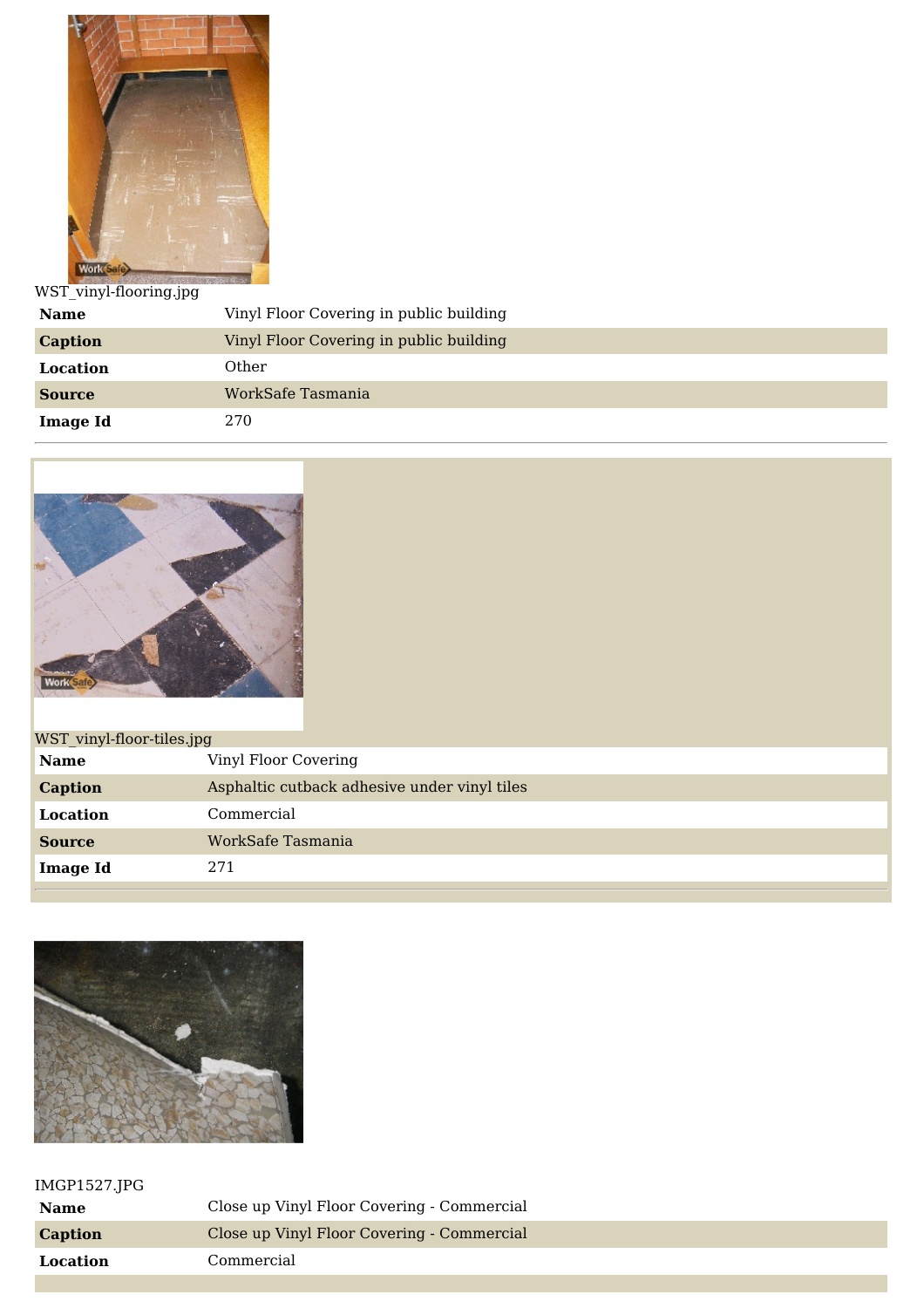WST_vinyl-flooring.jpg

| | |
|---|---|
| **Name** | Vinyl Floor Covering in public building |
| **Caption** | Vinyl Floor Covering in public building |
| **Location** | Other |
| **Source** | WorkSafe Tasmania |
| **Image Id** | 270 |

WST_vinyl-floor-tiles.jpg

| | |
|---|---|
| **Name** | Vinyl Floor Covering |
| **Caption** | Asphaltic cutback adhesive under vinyl tiles |
| **Location** | Commercial |
| **Source** | WorkSafe Tasmania |
| **Image Id** | 271 |

IMGP1527.JPG

| | |
|---|---|
| **Name** | Close up Vinyl Floor Covering - Commercial |
| **Caption** | Close up Vinyl Floor Covering - Commercial |
| **Location** | Commercial |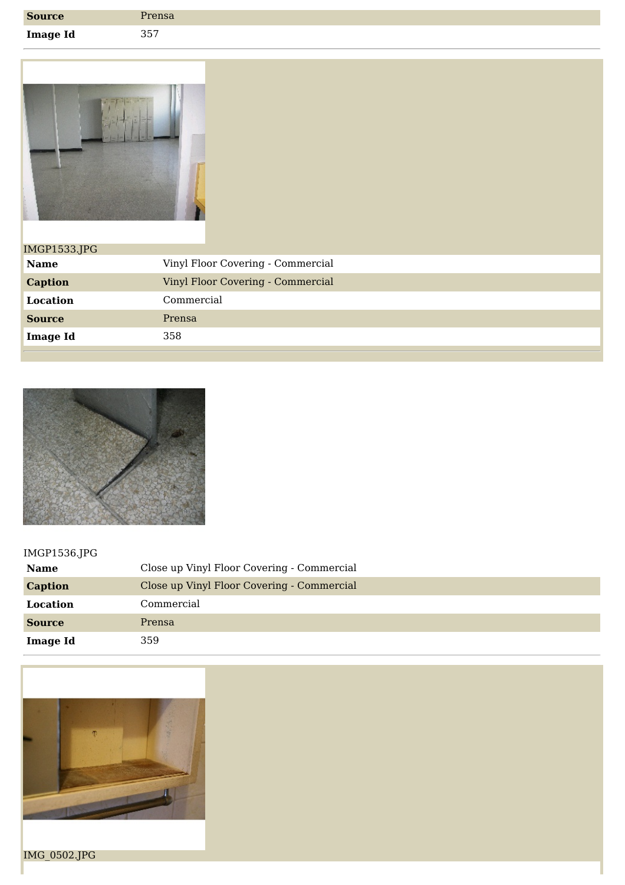| | |
|---|---|
| **Source** | Prensa |
| **Image Id** | 357 |

IMGP1533.JPG

| | |
|---|---|
| **Name** | Vinyl Floor Covering - Commercial |
| **Caption** | Vinyl Floor Covering - Commercial |
| **Location** | Commercial |
| **Source** | Prensa |
| **Image Id** | 358 |

IMGP1536.JPG

| | |
|---|---|
| **Name** | Close up Vinyl Floor Covering - Commercial |
| **Caption** | Close up Vinyl Floor Covering - Commercial |
| **Location** | Commercial |
| **Source** | Prensa |
| **Image Id** | 359 |

IMG_0502.JPG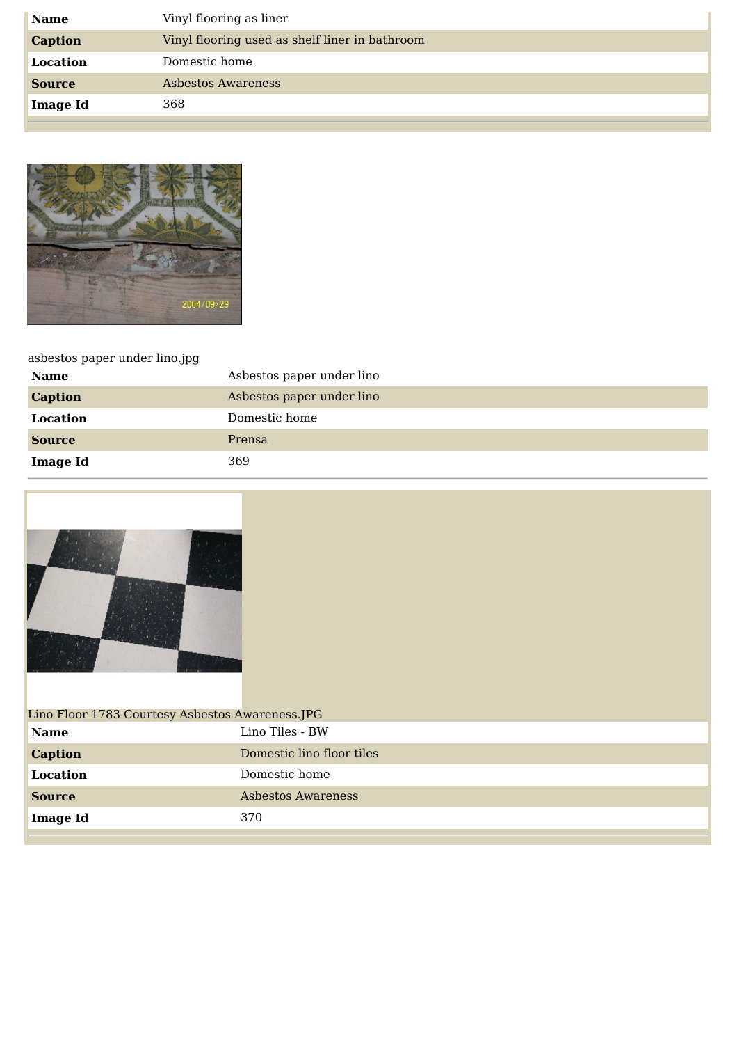| Name | Vinyl flooring as liner |
|---|---|
| Caption | Vinyl flooring used as shelf liner in bathroom |
| Location | Domestic home |
| Source | Asbestos Awareness |
| Image Id | 368 |

asbestos paper under lino.jpg

| Name | Asbestos paper under lino |
|---|---|
| Caption | Asbestos paper under lino |
| Location | Domestic home |
| Source | Prensa |
| Image Id | 369 |

Lino Floor 1783 Courtesy Asbestos Awareness.JPG

| Name | Lino Tiles - BW |
|---|---|
| Caption | Domestic lino floor tiles |
| Location | Domestic home |
| Source | Asbestos Awareness |
| Image Id | 370 |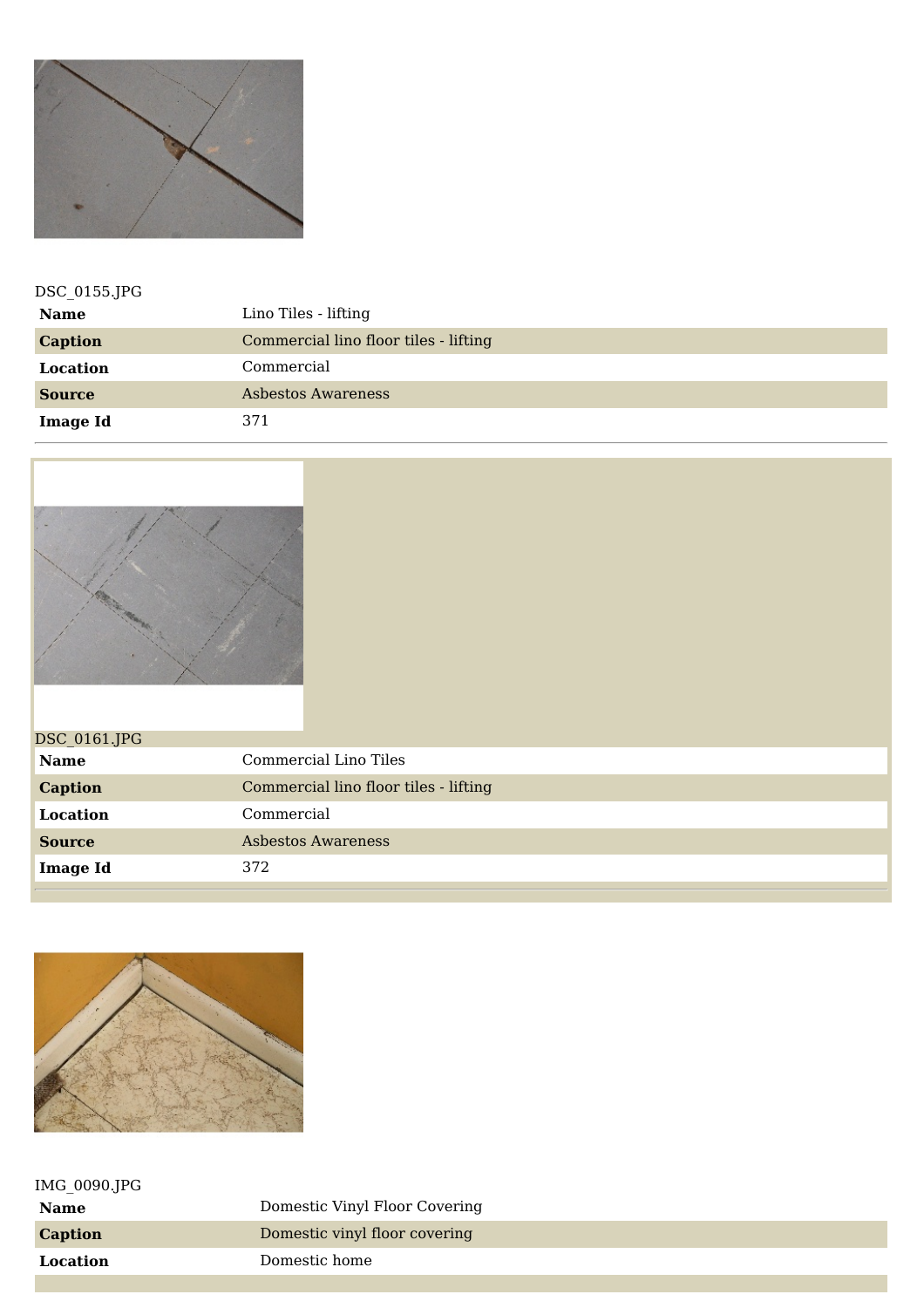DSC_0155.JPG

| | |
|---|---|
| **Name** | Lino Tiles - lifting |
| **Caption** | Commercial lino floor tiles - lifting |
| **Location** | Commercial |
| **Source** | Asbestos Awareness |
| **Image Id** | 371 |

DSC_0161.JPG

| | |
|---|---|
| **Name** | Commercial Lino Tiles |
| **Caption** | Commercial lino floor tiles - lifting |
| **Location** | Commercial |
| **Source** | Asbestos Awareness |
| **Image Id** | 372 |

IMG_0090.JPG

| | |
|---|---|
| **Name** | Domestic Vinyl Floor Covering |
| **Caption** | Domestic vinyl floor covering |
| **Location** | Domestic home |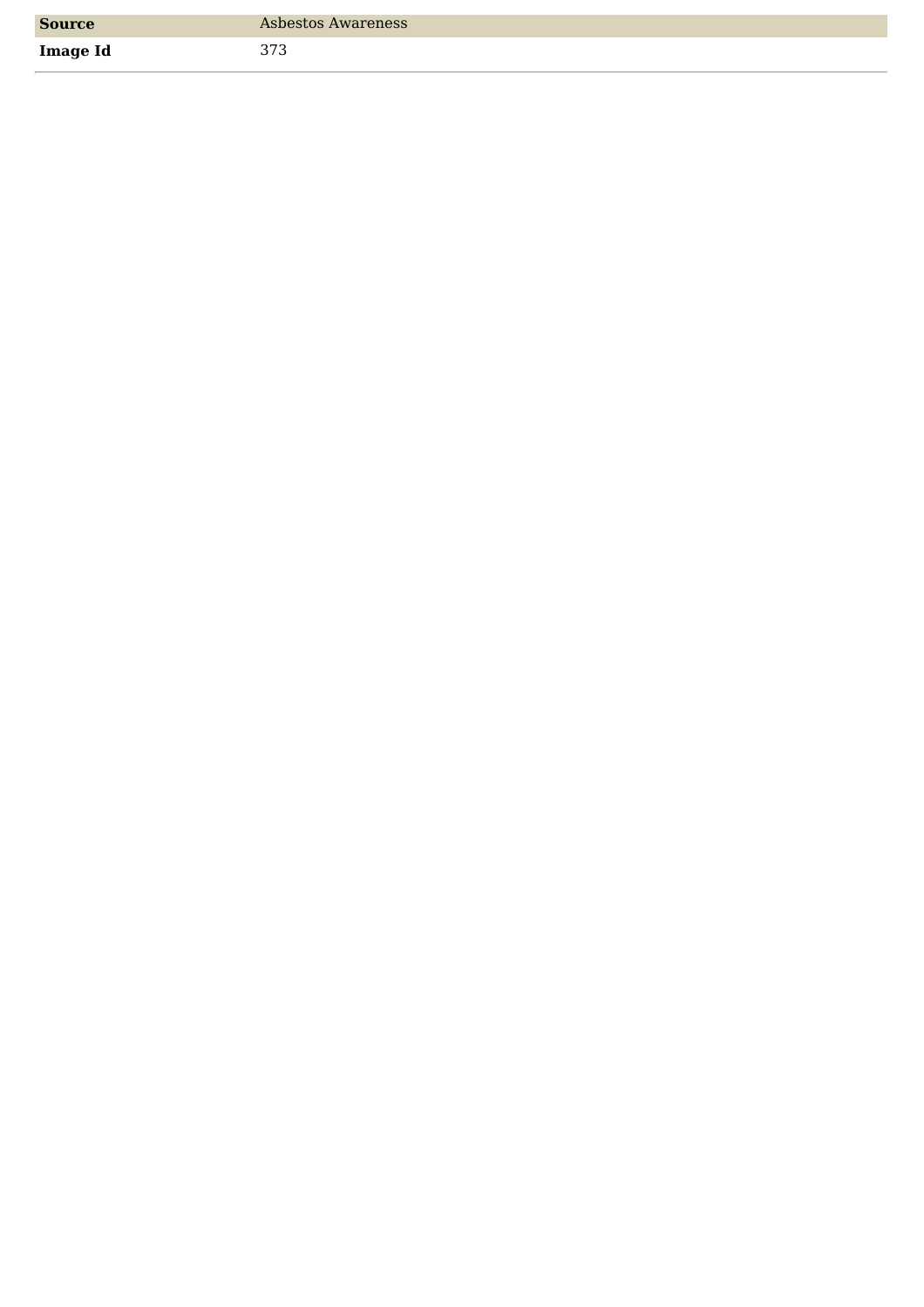| | |
|---|---|
| **Source** | Asbestos Awareness |
| **Image Id** | 373 |